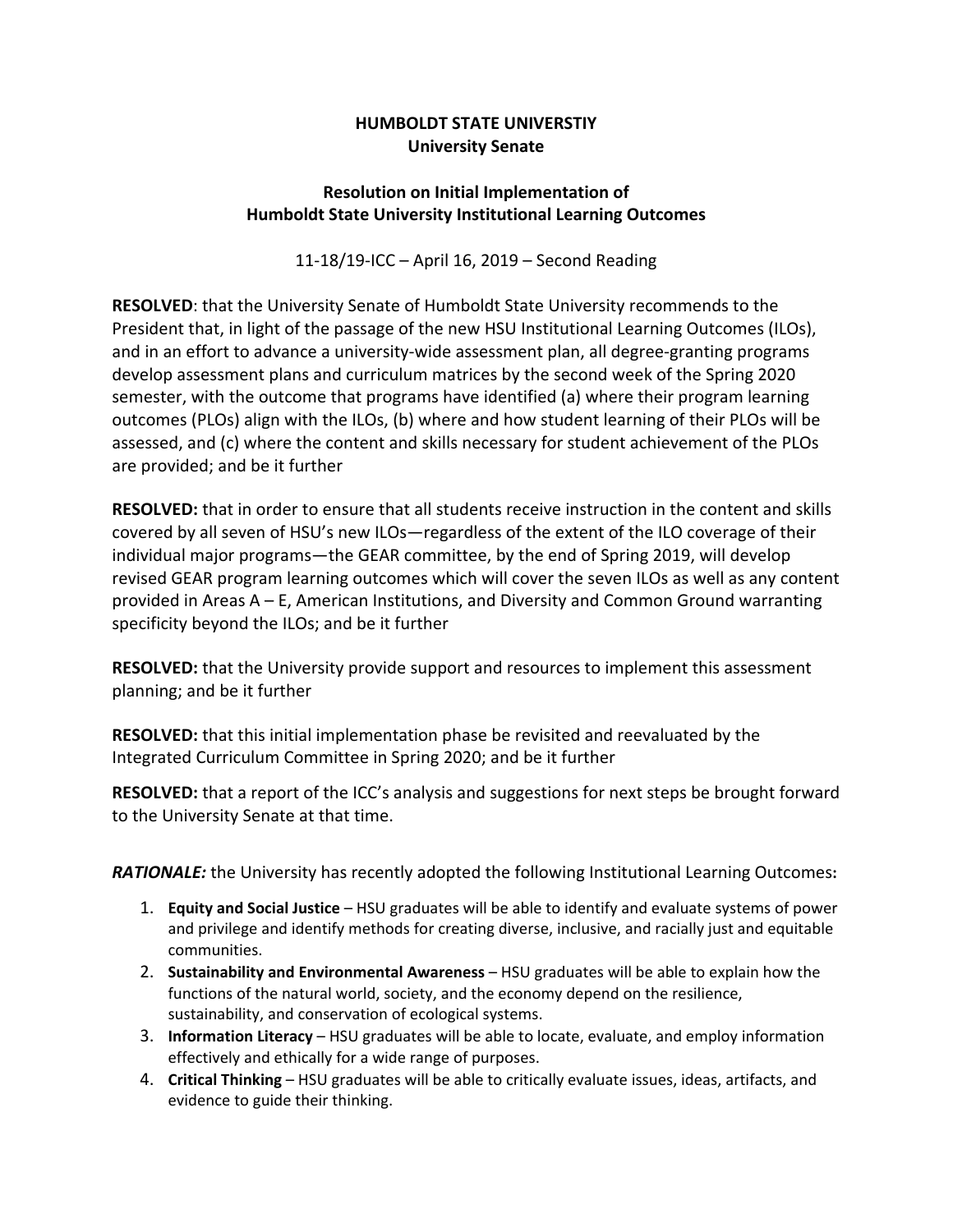# HUMBOLDT STATE UNIVERSTIY
## University Senate

### Resolution on Initial Implementation of Humboldt State University Institutional Learning Outcomes

11-18/19-ICC – April 16, 2019 – Second Reading

**RESOLVED**: that the University Senate of Humboldt State University recommends to the President that, in light of the passage of the new HSU Institutional Learning Outcomes (ILOs), and in an effort to advance a university-wide assessment plan, all degree-granting programs develop assessment plans and curriculum matrices by the second week of the Spring 2020 semester, with the outcome that programs have identified (a) where their program learning outcomes (PLOs) align with the ILOs, (b) where and how student learning of their PLOs will be assessed, and (c) where the content and skills necessary for student achievement of the PLOs are provided; and be it further

**RESOLVED:** that in order to ensure that all students receive instruction in the content and skills covered by all seven of HSU's new ILOs—regardless of the extent of the ILO coverage of their individual major programs—the GEAR committee, by the end of Spring 2019, will develop revised GEAR program learning outcomes which will cover the seven ILOs as well as any content provided in Areas A – E, American Institutions, and Diversity and Common Ground warranting specificity beyond the ILOs; and be it further

**RESOLVED:** that the University provide support and resources to implement this assessment planning; and be it further

**RESOLVED:** that this initial implementation phase be revisited and reevaluated by the Integrated Curriculum Committee in Spring 2020; and be it further

**RESOLVED:** that a report of the ICC's analysis and suggestions for next steps be brought forward to the University Senate at that time.

***RATIONALE:*** the University has recently adopted the following Institutional Learning Outcomes**:**

1. **Equity and Social Justice** – HSU graduates will be able to identify and evaluate systems of power and privilege and identify methods for creating diverse, inclusive, and racially just and equitable communities.
2. **Sustainability and Environmental Awareness** – HSU graduates will be able to explain how the functions of the natural world, society, and the economy depend on the resilience, sustainability, and conservation of ecological systems.
3. **Information Literacy** – HSU graduates will be able to locate, evaluate, and employ information effectively and ethically for a wide range of purposes.
4. **Critical Thinking** – HSU graduates will be able to critically evaluate issues, ideas, artifacts, and evidence to guide their thinking.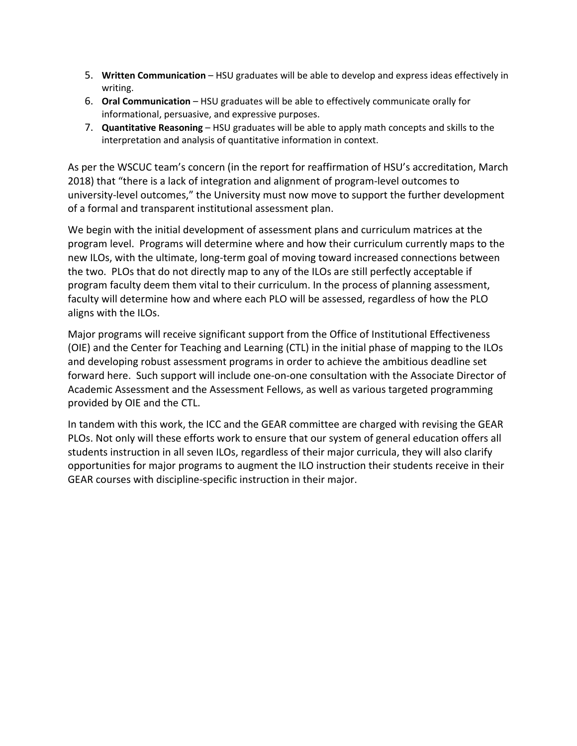5. **Written Communication** – HSU graduates will be able to develop and express ideas effectively in writing.
6. **Oral Communication** – HSU graduates will be able to effectively communicate orally for informational, persuasive, and expressive purposes.
7. **Quantitative Reasoning** – HSU graduates will be able to apply math concepts and skills to the interpretation and analysis of quantitative information in context.

As per the WSCUC team's concern (in the report for reaffirmation of HSU's accreditation, March 2018) that "there is a lack of integration and alignment of program-level outcomes to university-level outcomes," the University must now move to support the further development of a formal and transparent institutional assessment plan.

We begin with the initial development of assessment plans and curriculum matrices at the program level. Programs will determine where and how their curriculum currently maps to the new ILOs, with the ultimate, long-term goal of moving toward increased connections between the two. PLOs that do not directly map to any of the ILOs are still perfectly acceptable if program faculty deem them vital to their curriculum. In the process of planning assessment, faculty will determine how and where each PLO will be assessed, regardless of how the PLO aligns with the ILOs.

Major programs will receive significant support from the Office of Institutional Effectiveness (OIE) and the Center for Teaching and Learning (CTL) in the initial phase of mapping to the ILOs and developing robust assessment programs in order to achieve the ambitious deadline set forward here. Such support will include one-on-one consultation with the Associate Director of Academic Assessment and the Assessment Fellows, as well as various targeted programming provided by OIE and the CTL.

In tandem with this work, the ICC and the GEAR committee are charged with revising the GEAR PLOs. Not only will these efforts work to ensure that our system of general education offers all students instruction in all seven ILOs, regardless of their major curricula, they will also clarify opportunities for major programs to augment the ILO instruction their students receive in their GEAR courses with discipline-specific instruction in their major.